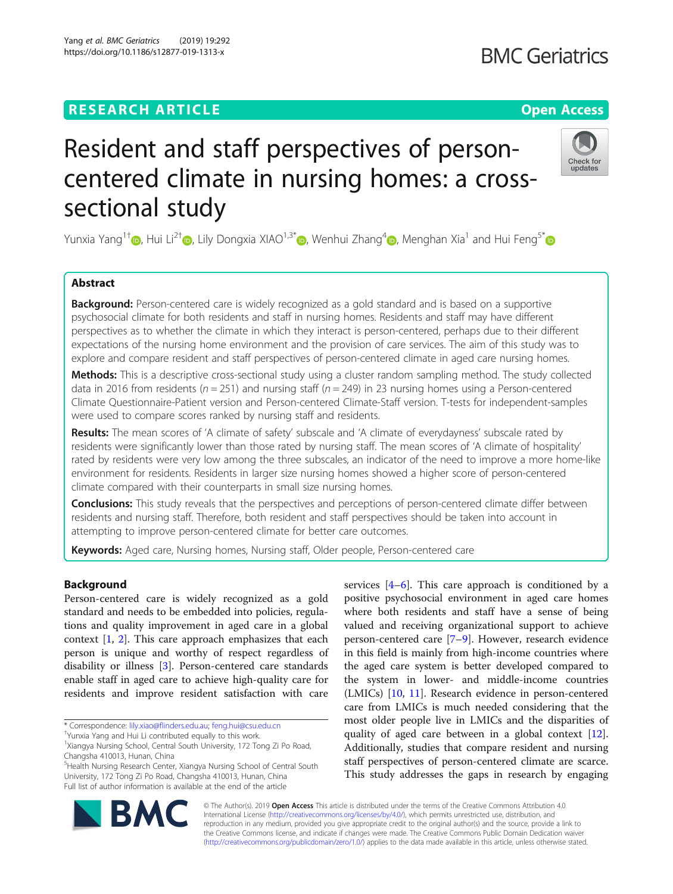# Resident and staff perspectives of person-centered climate in nursing homes: a cross-sectional study

Yunxia Yang[1†], Hui Li[2†], Lily Dongxia XIAO[1,3*], Wenhui Zhang[4], Menghan Xia[1] and Hui Feng[5*]

## Abstract

**Background:** Person-centered care is widely recognized as a gold standard and is based on a supportive psychosocial climate for both residents and staff in nursing homes. Residents and staff may have different perspectives as to whether the climate in which they interact is person-centered, perhaps due to their different expectations of the nursing home environment and the provision of care services. The aim of this study was to explore and compare resident and staff perspectives of person-centered climate in aged care nursing homes.

**Methods:** This is a descriptive cross-sectional study using a cluster random sampling method. The study collected data in 2016 from residents ($n = 251$) and nursing staff ($n = 249$) in 23 nursing homes using a Person-centered Climate Questionnaire-Patient version and Person-centered Climate-Staff version. T-tests for independent-samples were used to compare scores ranked by nursing staff and residents.

**Results:** The mean scores of 'A climate of safety' subscale and 'A climate of everydayness' subscale rated by residents were significantly lower than those rated by nursing staff. The mean scores of 'A climate of hospitality' rated by residents were very low among the three subscales, an indicator of the need to improve a more home-like environment for residents. Residents in larger size nursing homes showed a higher score of person-centered climate compared with their counterparts in small size nursing homes.

**Conclusions:** This study reveals that the perspectives and perceptions of person-centered climate differ between residents and nursing staff. Therefore, both resident and staff perspectives should be taken into account in attempting to improve person-centered climate for better care outcomes.

**Keywords:** Aged care, Nursing homes, Nursing staff, Older people, Person-centered care

## Background

Person-centered care is widely recognized as a gold standard and needs to be embedded into policies, regulations and quality improvement in aged care in a global context [1, 2]. This care approach emphasizes that each person is unique and worthy of respect regardless of disability or illness [3]. Person-centered care standards enable staff in aged care to achieve high-quality care for residents and improve resident satisfaction with care services [4–6]. This care approach is conditioned by a positive psychosocial environment in aged care homes where both residents and staff have a sense of being valued and receiving organizational support to achieve person-centered care [7–9]. However, research evidence in this field is mainly from high-income countries where the aged care system is better developed compared to the system in lower- and middle-income countries (LMICs) [10, 11]. Research evidence in person-centered care from LMICs is much needed considering that the most older people live in LMICs and the disparities of quality of aged care between in a global context [12]. Additionally, studies that compare resident and nursing staff perspectives of person-centered climate are scarce. This study addresses the gaps in research by engaging

\* Correspondence: lily.xiao@flinders.edu.au; feng.hui@csu.edu.cn
†Yunxia Yang and Hui Li contributed equally to this work.
[1]Xiangya Nursing School, Central South University, 172 Tong Zi Po Road, Changsha 410013, Hunan, China
[5]Health Nursing Research Center, Xiangya Nursing School of Central South University, 172 Tong Zi Po Road, Changsha 410013, Hunan, China
Full list of author information is available at the end of the article

© The Author(s). 2019 **Open Access** This article is distributed under the terms of the Creative Commons Attribution 4.0 International License (http://creativecommons.org/licenses/by/4.0/), which permits unrestricted use, distribution, and reproduction in any medium, provided you give appropriate credit to the original author(s) and the source, provide a link to the Creative Commons license, and indicate if changes were made. The Creative Commons Public Domain Dedication waiver (http://creativecommons.org/publicdomain/zero/1.0/) applies to the data made available in this article, unless otherwise stated.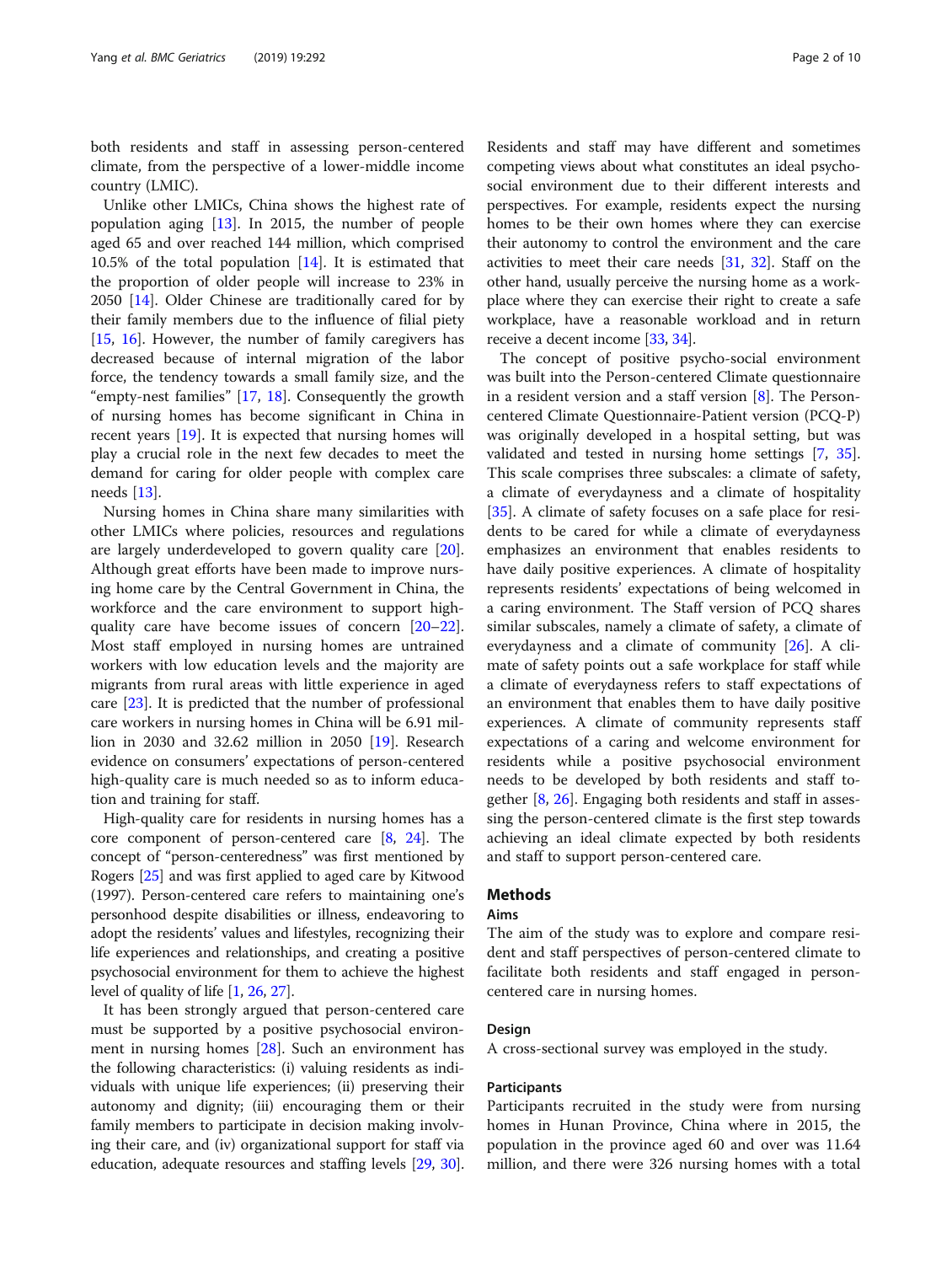both residents and staff in assessing person-centered climate, from the perspective of a lower-middle income country (LMIC).

Unlike other LMICs, China shows the highest rate of population aging [13]. In 2015, the number of people aged 65 and over reached 144 million, which comprised 10.5% of the total population [14]. It is estimated that the proportion of older people will increase to 23% in 2050 [14]. Older Chinese are traditionally cared for by their family members due to the influence of filial piety [15, 16]. However, the number of family caregivers has decreased because of internal migration of the labor force, the tendency towards a small family size, and the "empty-nest families" [17, 18]. Consequently the growth of nursing homes has become significant in China in recent years [19]. It is expected that nursing homes will play a crucial role in the next few decades to meet the demand for caring for older people with complex care needs [13].

Nursing homes in China share many similarities with other LMICs where policies, resources and regulations are largely underdeveloped to govern quality care [20]. Although great efforts have been made to improve nursing home care by the Central Government in China, the workforce and the care environment to support high-quality care have become issues of concern [20–22]. Most staff employed in nursing homes are untrained workers with low education levels and the majority are migrants from rural areas with little experience in aged care [23]. It is predicted that the number of professional care workers in nursing homes in China will be 6.91 million in 2030 and 32.62 million in 2050 [19]. Research evidence on consumers' expectations of person-centered high-quality care is much needed so as to inform education and training for staff.

High-quality care for residents in nursing homes has a core component of person-centered care [8, 24]. The concept of "person-centeredness" was first mentioned by Rogers [25] and was first applied to aged care by Kitwood (1997). Person-centered care refers to maintaining one's personhood despite disabilities or illness, endeavoring to adopt the residents' values and lifestyles, recognizing their life experiences and relationships, and creating a positive psychosocial environment for them to achieve the highest level of quality of life [1, 26, 27].

It has been strongly argued that person-centered care must be supported by a positive psychosocial environment in nursing homes [28]. Such an environment has the following characteristics: (i) valuing residents as individuals with unique life experiences; (ii) preserving their autonomy and dignity; (iii) encouraging them or their family members to participate in decision making involving their care, and (iv) organizational support for staff via education, adequate resources and staffing levels [29, 30]. Residents and staff may have different and sometimes competing views about what constitutes an ideal psychosocial environment due to their different interests and perspectives. For example, residents expect the nursing homes to be their own homes where they can exercise their autonomy to control the environment and the care activities to meet their care needs [31, 32]. Staff on the other hand, usually perceive the nursing home as a workplace where they can exercise their right to create a safe workplace, have a reasonable workload and in return receive a decent income [33, 34].

The concept of positive psycho-social environment was built into the Person-centered Climate questionnaire in a resident version and a staff version [8]. The Person-centered Climate Questionnaire-Patient version (PCQ-P) was originally developed in a hospital setting, but was validated and tested in nursing home settings [7, 35]. This scale comprises three subscales: a climate of safety, a climate of everydayness and a climate of hospitality [35]. A climate of safety focuses on a safe place for residents to be cared for while a climate of everydayness emphasizes an environment that enables residents to have daily positive experiences. A climate of hospitality represents residents' expectations of being welcomed in a caring environment. The Staff version of PCQ shares similar subscales, namely a climate of safety, a climate of everydayness and a climate of community [26]. A climate of safety points out a safe workplace for staff while a climate of everydayness refers to staff expectations of an environment that enables them to have daily positive experiences. A climate of community represents staff expectations of a caring and welcome environment for residents while a positive psychosocial environment needs to be developed by both residents and staff together [8, 26]. Engaging both residents and staff in assessing the person-centered climate is the first step towards achieving an ideal climate expected by both residents and staff to support person-centered care.

## Methods

### Aims

The aim of the study was to explore and compare resident and staff perspectives of person-centered climate to facilitate both residents and staff engaged in person-centered care in nursing homes.

### Design

A cross-sectional survey was employed in the study.

### Participants

Participants recruited in the study were from nursing homes in Hunan Province, China where in 2015, the population in the province aged 60 and over was 11.64 million, and there were 326 nursing homes with a total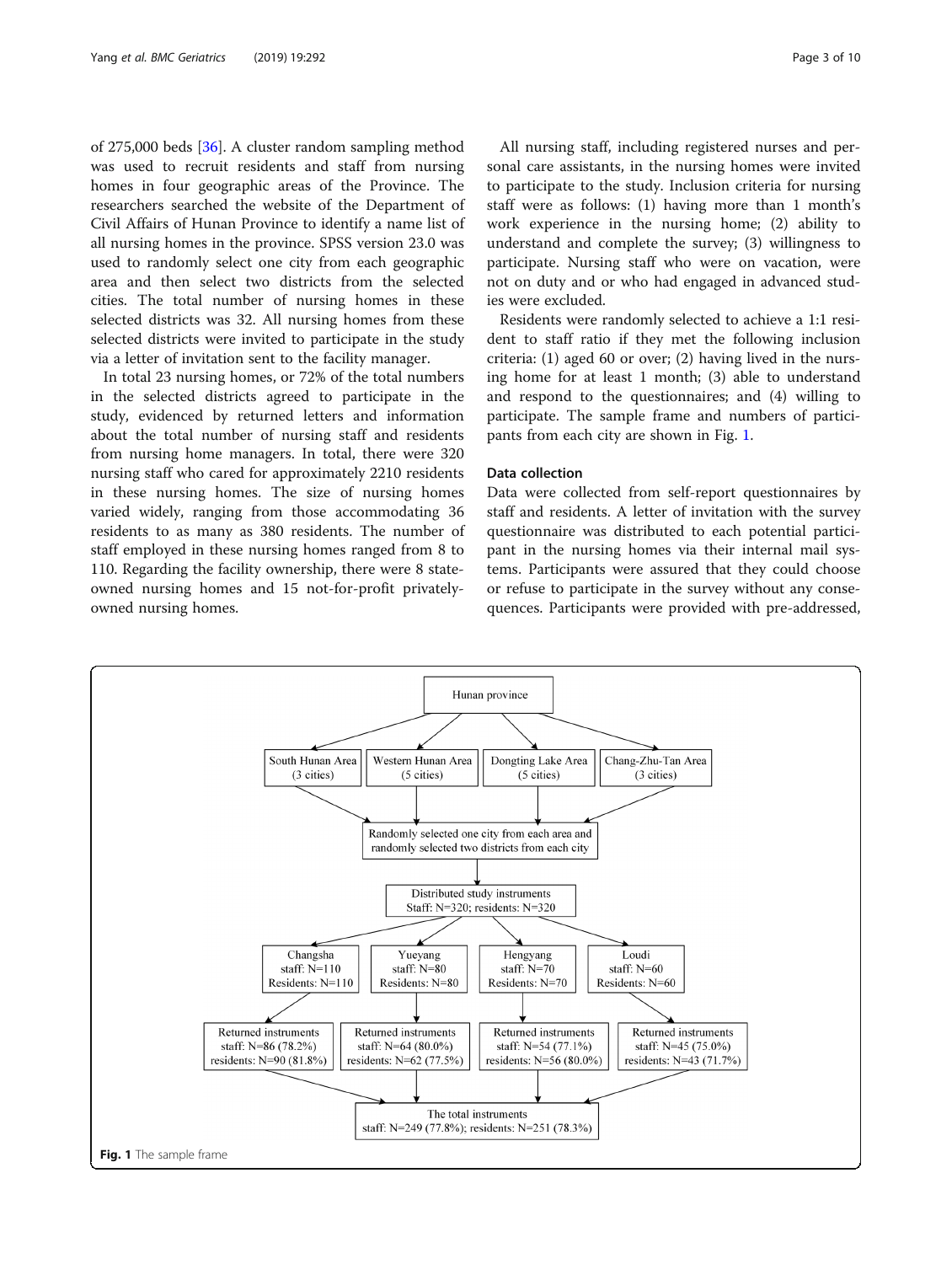of 275,000 beds [36]. A cluster random sampling method was used to recruit residents and staff from nursing homes in four geographic areas of the Province. The researchers searched the website of the Department of Civil Affairs of Hunan Province to identify a name list of all nursing homes in the province. SPSS version 23.0 was used to randomly select one city from each geographic area and then select two districts from the selected cities. The total number of nursing homes in these selected districts was 32. All nursing homes from these selected districts were invited to participate in the study via a letter of invitation sent to the facility manager.

In total 23 nursing homes, or 72% of the total numbers in the selected districts agreed to participate in the study, evidenced by returned letters and information about the total number of nursing staff and residents from nursing home managers. In total, there were 320 nursing staff who cared for approximately 2210 residents in these nursing homes. The size of nursing homes varied widely, ranging from those accommodating 36 residents to as many as 380 residents. The number of staff employed in these nursing homes ranged from 8 to 110. Regarding the facility ownership, there were 8 state-owned nursing homes and 15 not-for-profit privately-owned nursing homes.

All nursing staff, including registered nurses and personal care assistants, in the nursing homes were invited to participate to the study. Inclusion criteria for nursing staff were as follows: (1) having more than 1 month's work experience in the nursing home; (2) ability to understand and complete the survey; (3) willingness to participate. Nursing staff who were on vacation, were not on duty and or who had engaged in advanced studies were excluded.

Residents were randomly selected to achieve a 1:1 resident to staff ratio if they met the following inclusion criteria: (1) aged 60 or over; (2) having lived in the nursing home for at least 1 month; (3) able to understand and respond to the questionnaires; and (4) willing to participate. The sample frame and numbers of participants from each city are shown in Fig. 1.

## Data collection

Data were collected from self-report questionnaires by staff and residents. A letter of invitation with the survey questionnaire was distributed to each potential participant in the nursing homes via their internal mail systems. Participants were assured that they could choose or refuse to participate in the survey without any consequences. Participants were provided with pre-addressed,

Hunan province

- South Hunan Area (3 cities)
- Western Hunan Area (5 cities)
- Dongting Lake Area (5 cities)
- Chang-Zhu-Tan Area (3 cities)

Randomly selected one city from each area and randomly selected two districts from each city

Distributed study instruments
Staff: N=320; residents: N=320

| Changsha | Yueyang | Hengyang | Loudi |
|---|---|---|---|
| staff: N=110<br>Residents: N=110 | staff: N=80<br>Residents: N=80 | staff: N=70<br>Residents: N=70 | staff: N=60<br>Residents: N=60 |
| Returned instruments<br>staff: N=86 (78.2%)<br>residents: N=90 (81.8%) | Returned instruments<br>staff: N=64 (80.0%)<br>residents: N=62 (77.5%) | Returned instruments<br>staff: N=54 (77.1%)<br>residents: N=56 (80.0%) | Returned instruments<br>staff: N=45 (75.0%)<br>residents: N=43 (71.7%) |

The total instruments
staff: N=249 (77.8%); residents: N=251 (78.3%)

**Fig. 1** The sample frame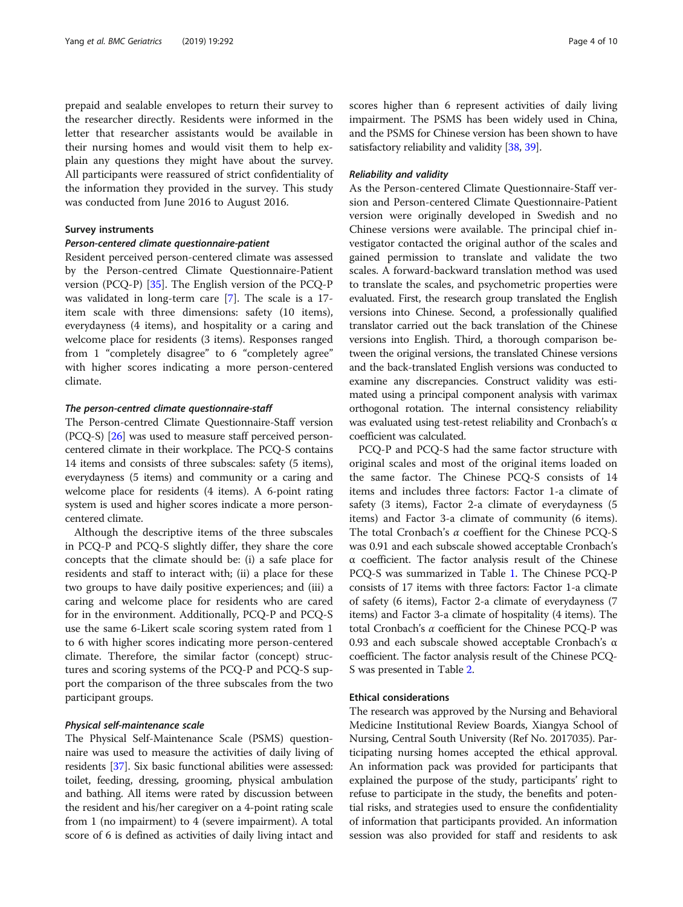prepaid and sealable envelopes to return their survey to the researcher directly. Residents were informed in the letter that researcher assistants would be available in their nursing homes and would visit them to help explain any questions they might have about the survey. All participants were reassured of strict confidentiality of the information they provided in the survey. This study was conducted from June 2016 to August 2016.

### Survey instruments

#### *Person-centered climate questionnaire-patient*

Resident perceived person-centered climate was assessed by the Person-centred Climate Questionnaire-Patient version (PCQ-P) [35]. The English version of the PCQ-P was validated in long-term care [7]. The scale is a 17-item scale with three dimensions: safety (10 items), everydayness (4 items), and hospitality or a caring and welcome place for residents (3 items). Responses ranged from 1 "completely disagree" to 6 "completely agree" with higher scores indicating a more person-centered climate.

#### *The person-centred climate questionnaire-staff*

The Person-centred Climate Questionnaire-Staff version (PCQ-S) [26] was used to measure staff perceived person-centered climate in their workplace. The PCQ-S contains 14 items and consists of three subscales: safety (5 items), everydayness (5 items) and community or a caring and welcome place for residents (4 items). A 6-point rating system is used and higher scores indicate a more person-centered climate.

Although the descriptive items of the three subscales in PCQ-P and PCQ-S slightly differ, they share the core concepts that the climate should be: (i) a safe place for residents and staff to interact with; (ii) a place for these two groups to have daily positive experiences; and (iii) a caring and welcome place for residents who are cared for in the environment. Additionally, PCQ-P and PCQ-S use the same 6-Likert scale scoring system rated from 1 to 6 with higher scores indicating more person-centered climate. Therefore, the similar factor (concept) structures and scoring systems of the PCQ-P and PCQ-S support the comparison of the three subscales from the two participant groups.

#### *Physical self-maintenance scale*

The Physical Self-Maintenance Scale (PSMS) questionnaire was used to measure the activities of daily living of residents [37]. Six basic functional abilities were assessed: toilet, feeding, dressing, grooming, physical ambulation and bathing. All items were rated by discussion between the resident and his/her caregiver on a 4-point rating scale from 1 (no impairment) to 4 (severe impairment). A total score of 6 is defined as activities of daily living intact and scores higher than 6 represent activities of daily living impairment. The PSMS has been widely used in China, and the PSMS for Chinese version has been shown to have satisfactory reliability and validity [38, 39].

#### *Reliability and validity*

As the Person-centered Climate Questionnaire-Staff version and Person-centered Climate Questionnaire-Patient version were originally developed in Swedish and no Chinese versions were available. The principal chief investigator contacted the original author of the scales and gained permission to translate and validate the two scales. A forward-backward translation method was used to translate the scales, and psychometric properties were evaluated. First, the research group translated the English versions into Chinese. Second, a professionally qualified translator carried out the back translation of the Chinese versions into English. Third, a thorough comparison between the original versions, the translated Chinese versions and the back-translated English versions was conducted to examine any discrepancies. Construct validity was estimated using a principal component analysis with varimax orthogonal rotation. The internal consistency reliability was evaluated using test-retest reliability and Cronbach's α coefficient was calculated.

PCQ-P and PCQ-S had the same factor structure with original scales and most of the original items loaded on the same factor. The Chinese PCQ-S consists of 14 items and includes three factors: Factor 1-a climate of safety (3 items), Factor 2-a climate of everydayness (5 items) and Factor 3-a climate of community (6 items). The total Cronbach's *α* coeffient for the Chinese PCQ-S was 0.91 and each subscale showed acceptable Cronbach's α coefficient. The factor analysis result of the Chinese PCQ-S was summarized in Table 1. The Chinese PCQ-P consists of 17 items with three factors: Factor 1-a climate of safety (6 items), Factor 2-a climate of everydayness (7 items) and Factor 3-a climate of hospitality (4 items). The total Cronbach's *α* coefficient for the Chinese PCQ-P was 0.93 and each subscale showed acceptable Cronbach's α coefficient. The factor analysis result of the Chinese PCQ-S was presented in Table 2.

### Ethical considerations

The research was approved by the Nursing and Behavioral Medicine Institutional Review Boards, Xiangya School of Nursing, Central South University (Ref No. 2017035). Participating nursing homes accepted the ethical approval. An information pack was provided for participants that explained the purpose of the study, participants' right to refuse to participate in the study, the benefits and potential risks, and strategies used to ensure the confidentiality of information that participants provided. An information session was also provided for staff and residents to ask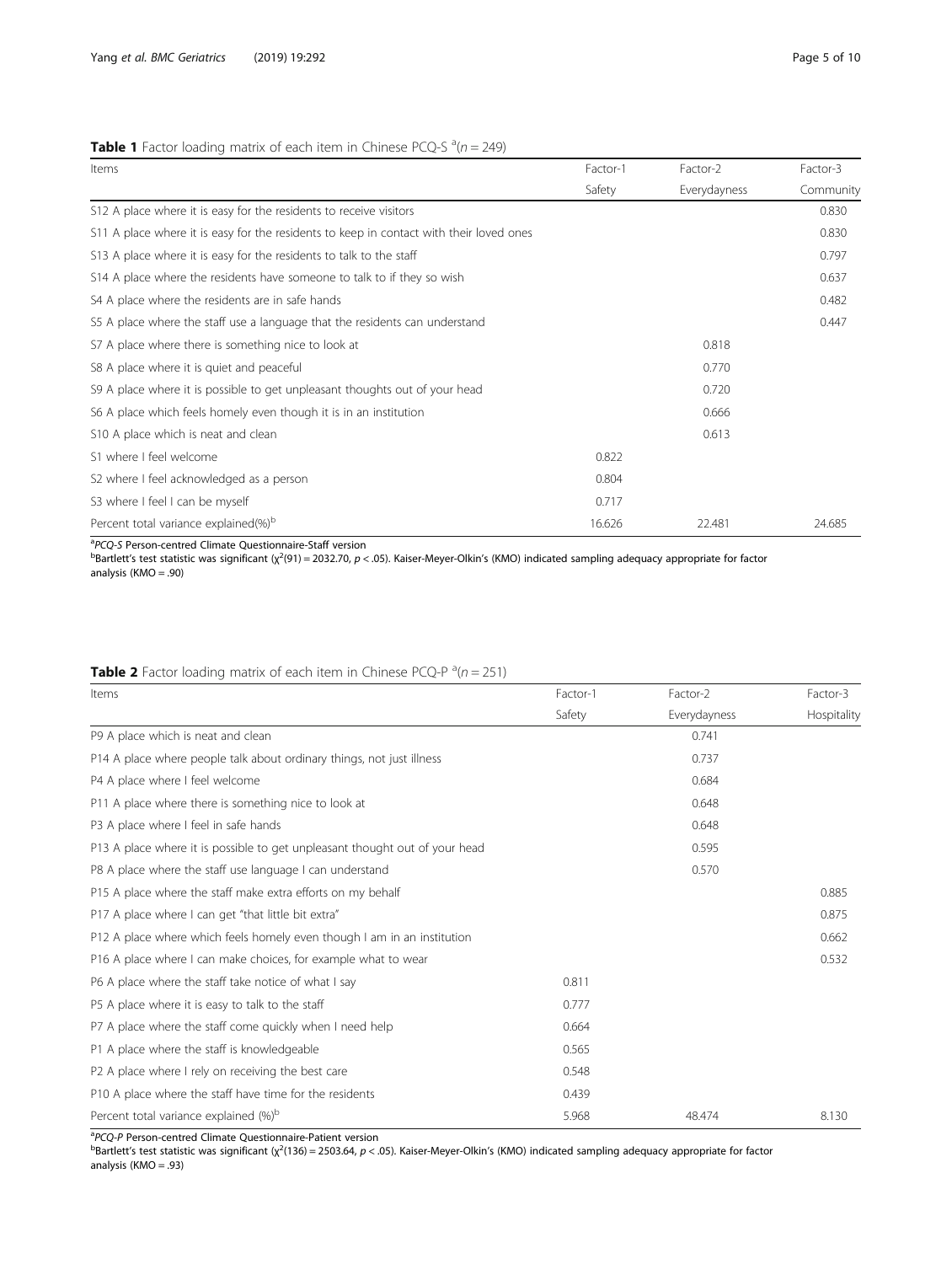**Table 1** Factor loading matrix of each item in Chinese PCQ-S [a]($n = 249$)

| Items | Factor-1 | Factor-2 | Factor-3 |
|---|---|---|---|
| | Safety | Everydayness | Community |
| S12 A place where it is easy for the residents to receive visitors | | | 0.830 |
| S11 A place where it is easy for the residents to keep in contact with their loved ones | | | 0.830 |
| S13 A place where it is easy for the residents to talk to the staff | | | 0.797 |
| S14 A place where the residents have someone to talk to if they so wish | | | 0.637 |
| S4 A place where the residents are in safe hands | | | 0.482 |
| S5 A place where the staff use a language that the residents can understand | | | 0.447 |
| S7 A place where there is something nice to look at | | 0.818 | |
| S8 A place where it is quiet and peaceful | | 0.770 | |
| S9 A place where it is possible to get unpleasant thoughts out of your head | | 0.720 | |
| S6 A place which feels homely even though it is in an institution | | 0.666 | |
| S10 A place which is neat and clean | | 0.613 | |
| S1 where I feel welcome | 0.822 | | |
| S2 where I feel acknowledged as a person | 0.804 | | |
| S3 where I feel I can be myself | 0.717 | | |
| Percent total variance explained(%)[b] | 16.626 | 22.481 | 24.685 |

[a] *PCQ-S* Person-centred Climate Questionnaire-Staff version
[b] Bartlett's test statistic was significant ($\chi^2(91) = 2032.70$, $p < .05$). Kaiser-Meyer-Olkin's (KMO) indicated sampling adequacy appropriate for factor analysis (KMO = .90)

**Table 2** Factor loading matrix of each item in Chinese PCQ-P [a]($n = 251$)

| Items | Factor-1 | Factor-2 | Factor-3 |
|---|---|---|---|
| | Safety | Everydayness | Hospitality |
| P9 A place which is neat and clean | | 0.741 | |
| P14 A place where people talk about ordinary things, not just illness | | 0.737 | |
| P4 A place where I feel welcome | | 0.684 | |
| P11 A place where there is something nice to look at | | 0.648 | |
| P3 A place where I feel in safe hands | | 0.648 | |
| P13 A place where it is possible to get unpleasant thought out of your head | | 0.595 | |
| P8 A place where the staff use language I can understand | | 0.570 | |
| P15 A place where the staff make extra efforts on my behalf | | | 0.885 |
| P17 A place where I can get "that little bit extra" | | | 0.875 |
| P12 A place where which feels homely even though I am in an institution | | | 0.662 |
| P16 A place where I can make choices, for example what to wear | | | 0.532 |
| P6 A place where the staff take notice of what I say | 0.811 | | |
| P5 A place where it is easy to talk to the staff | 0.777 | | |
| P7 A place where the staff come quickly when I need help | 0.664 | | |
| P1 A place where the staff is knowledgeable | 0.565 | | |
| P2 A place where I rely on receiving the best care | 0.548 | | |
| P10 A place where the staff have time for the residents | 0.439 | | |
| Percent total variance explained (%)[b] | 5.968 | 48.474 | 8.130 |

[a] *PCQ-P* Person-centred Climate Questionnaire-Patient version
[b] Bartlett's test statistic was significant ($\chi^2(136) = 2503.64$, $p < .05$). Kaiser-Meyer-Olkin's (KMO) indicated sampling adequacy appropriate for factor analysis (KMO = .93)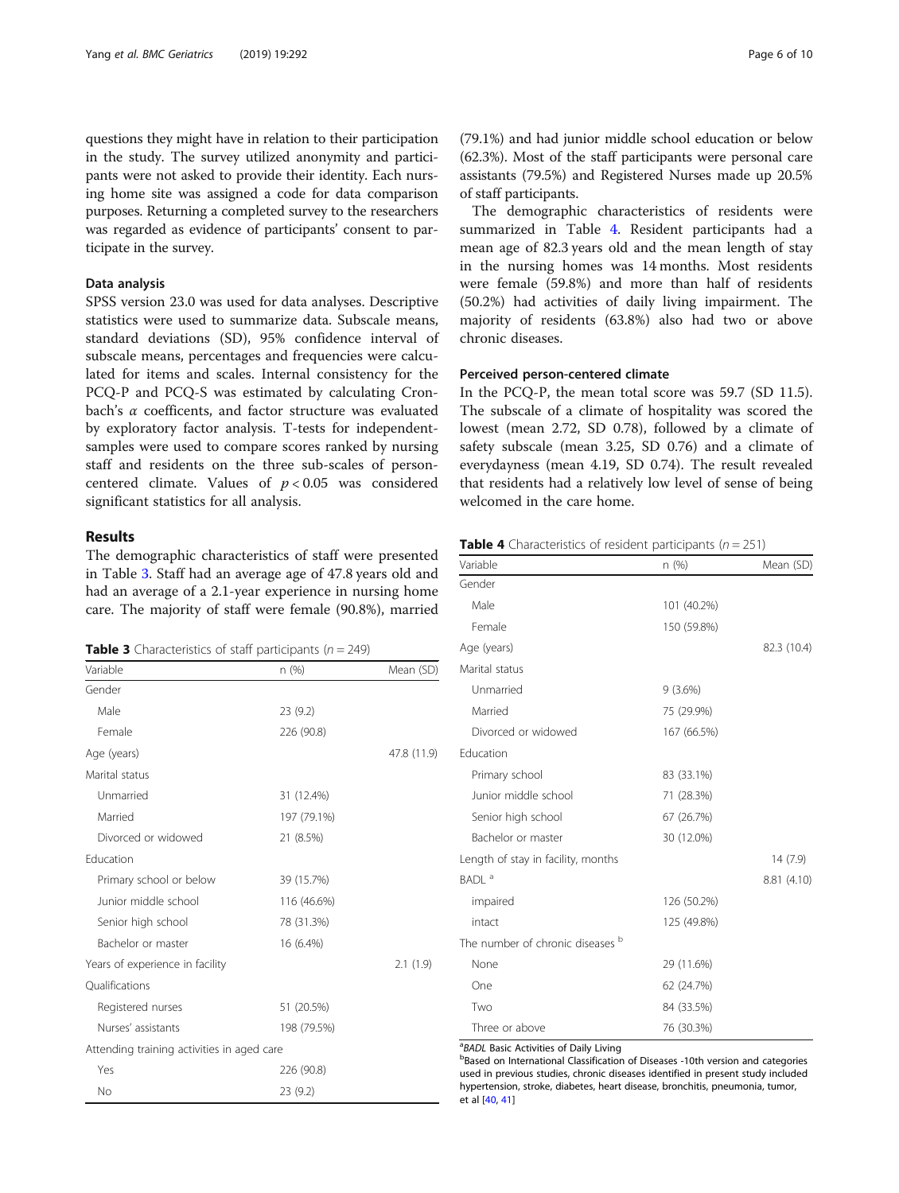questions they might have in relation to their participation in the study. The survey utilized anonymity and participants were not asked to provide their identity. Each nursing home site was assigned a code for data comparison purposes. Returning a completed survey to the researchers was regarded as evidence of participants' consent to participate in the survey.

### Data analysis

SPSS version 23.0 was used for data analyses. Descriptive statistics were used to summarize data. Subscale means, standard deviations (SD), 95% confidence interval of subscale means, percentages and frequencies were calculated for items and scales. Internal consistency for the PCQ-P and PCQ-S was estimated by calculating Cronbach's $\alpha$ coefficents, and factor structure was evaluated by exploratory factor analysis. T-tests for independent-samples were used to compare scores ranked by nursing staff and residents on the three sub-scales of person-centered climate. Values of $p < 0.05$ was considered significant statistics for all analysis.

## Results

The demographic characteristics of staff were presented in Table 3. Staff had an average age of 47.8 years old and had an average of a 2.1-year experience in nursing home care. The majority of staff were female (90.8%), married (79.1%) and had junior middle school education or below (62.3%). Most of the staff participants were personal care assistants (79.5%) and Registered Nurses made up 20.5% of staff participants.

**Table 3** Characteristics of staff participants ($n = 249$)

| Variable | n (%) | Mean (SD) |
|---|---|---|
| Gender | | |
| Male | 23 (9.2) | |
| Female | 226 (90.8) | |
| Age (years) | | 47.8 (11.9) |
| Marital status | | |
| Unmarried | 31 (12.4%) | |
| Married | 197 (79.1%) | |
| Divorced or widowed | 21 (8.5%) | |
| Education | | |
| Primary school or below | 39 (15.7%) | |
| Junior middle school | 116 (46.6%) | |
| Senior high school | 78 (31.3%) | |
| Bachelor or master | 16 (6.4%) | |
| Years of experience in facility | | 2.1 (1.9) |
| Qualifications | | |
| Registered nurses | 51 (20.5%) | |
| Nurses' assistants | 198 (79.5%) | |
| Attending training activities in aged care | | |
| Yes | 226 (90.8) | |
| No | 23 (9.2) | |

The demographic characteristics of residents were summarized in Table 4. Resident participants had a mean age of 82.3 years old and the mean length of stay in the nursing homes was 14 months. Most residents were female (59.8%) and more than half of residents (50.2%) had activities of daily living impairment. The majority of residents (63.8%) also had two or above chronic diseases.

### Perceived person-centered climate

In the PCQ-P, the mean total score was 59.7 (SD 11.5). The subscale of a climate of hospitality was scored the lowest (mean 2.72, SD 0.78), followed by a climate of safety subscale (mean 3.25, SD 0.76) and a climate of everydayness (mean 4.19, SD 0.74). The result revealed that residents had a relatively low level of sense of being welcomed in the care home.

**Table 4** Characteristics of resident participants ($n = 251$)

| Variable | n (%) | Mean (SD) |
|---|---|---|
| Gender | | |
| Male | 101 (40.2%) | |
| Female | 150 (59.8%) | |
| Age (years) | | 82.3 (10.4) |
| Marital status | | |
| Unmarried | 9 (3.6%) | |
| Married | 75 (29.9%) | |
| Divorced or widowed | 167 (66.5%) | |
| Education | | |
| Primary school | 83 (33.1%) | |
| Junior middle school | 71 (28.3%) | |
| Senior high school | 67 (26.7%) | |
| Bachelor or master | 30 (12.0%) | |
| Length of stay in facility, months | | 14 (7.9) |
| BADL [a] | | 8.81 (4.10) |
| impaired | 126 (50.2%) | |
| intact | 125 (49.8%) | |
| The number of chronic diseases [b] | | |
| None | 29 (11.6%) | |
| One | 62 (24.7%) | |
| Two | 84 (33.5%) | |
| Three or above | 76 (30.3%) | |

[a] *BADL* Basic Activities of Daily Living

[b] Based on International Classification of Diseases -10th version and categories used in previous studies, chronic diseases identified in present study included hypertension, stroke, diabetes, heart disease, bronchitis, pneumonia, tumor, et al [40, 41]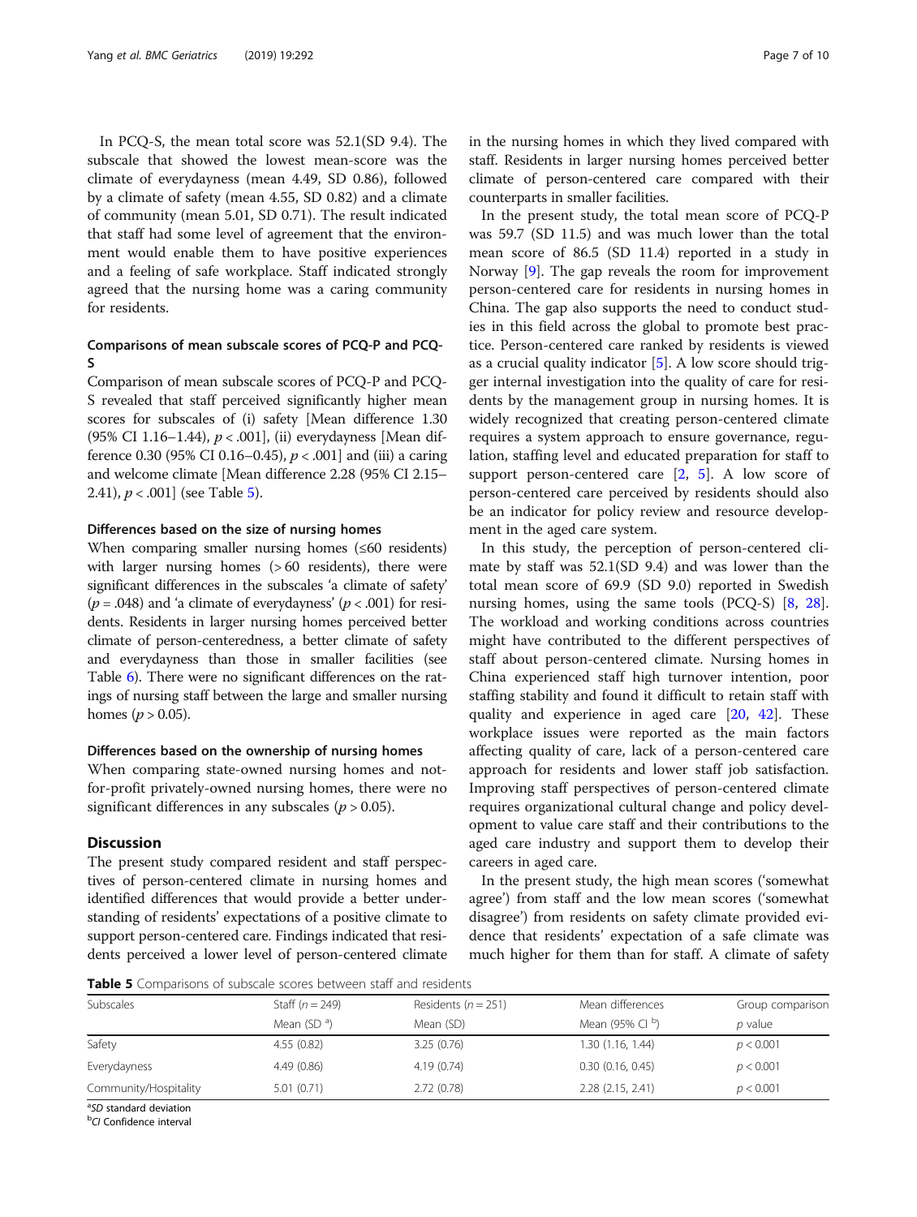In PCQ-S, the mean total score was 52.1(SD 9.4). The subscale that showed the lowest mean-score was the climate of everydayness (mean 4.49, SD 0.86), followed by a climate of safety (mean 4.55, SD 0.82) and a climate of community (mean 5.01, SD 0.71). The result indicated that staff had some level of agreement that the environment would enable them to have positive experiences and a feeling of safe workplace. Staff indicated strongly agreed that the nursing home was a caring community for residents.

### Comparisons of mean subscale scores of PCQ-P and PCQ-S

Comparison of mean subscale scores of PCQ-P and PCQ-S revealed that staff perceived significantly higher mean scores for subscales of (i) safety [Mean difference 1.30 (95% CI 1.16–1.44), $p < .001$], (ii) everydayness [Mean difference 0.30 (95% CI 0.16–0.45), $p < .001$] and (iii) a caring and welcome climate [Mean difference 2.28 (95% CI 2.15–2.41), $p < .001$] (see Table 5).

### Differences based on the size of nursing homes

When comparing smaller nursing homes (≤60 residents) with larger nursing homes (> 60 residents), there were significant differences in the subscales 'a climate of safety' ($p = .048$) and 'a climate of everydayness' ($p < .001$) for residents. Residents in larger nursing homes perceived better climate of person-centeredness, a better climate of safety and everydayness than those in smaller facilities (see Table 6). There were no significant differences on the ratings of nursing staff between the large and smaller nursing homes ($p > 0.05$).

### Differences based on the ownership of nursing homes

When comparing state-owned nursing homes and not-for-profit privately-owned nursing homes, there were no significant differences in any subscales ($p > 0.05$).

## Discussion

The present study compared resident and staff perspectives of person-centered climate in nursing homes and identified differences that would provide a better understanding of residents' expectations of a positive climate to support person-centered care. Findings indicated that residents perceived a lower level of person-centered climate in the nursing homes in which they lived compared with staff. Residents in larger nursing homes perceived better climate of person-centered care compared with their counterparts in smaller facilities.

In the present study, the total mean score of PCQ-P was 59.7 (SD 11.5) and was much lower than the total mean score of 86.5 (SD 11.4) reported in a study in Norway [9]. The gap reveals the room for improvement person-centered care for residents in nursing homes in China. The gap also supports the need to conduct studies in this field across the global to promote best practice. Person-centered care ranked by residents is viewed as a crucial quality indicator [5]. A low score should trigger internal investigation into the quality of care for residents by the management group in nursing homes. It is widely recognized that creating person-centered climate requires a system approach to ensure governance, regulation, staffing level and educated preparation for staff to support person-centered care [2, 5]. A low score of person-centered care perceived by residents should also be an indicator for policy review and resource development in the aged care system.

In this study, the perception of person-centered climate by staff was 52.1(SD 9.4) and was lower than the total mean score of 69.9 (SD 9.0) reported in Swedish nursing homes, using the same tools (PCQ-S) [8, 28]. The workload and working conditions across countries might have contributed to the different perspectives of staff about person-centered climate. Nursing homes in China experienced staff high turnover intention, poor staffing stability and found it difficult to retain staff with quality and experience in aged care [20, 42]. These workplace issues were reported as the main factors affecting quality of care, lack of a person-centered care approach for residents and lower staff job satisfaction. Improving staff perspectives of person-centered climate requires organizational cultural change and policy development to value care staff and their contributions to the aged care industry and support them to develop their careers in aged care.

In the present study, the high mean scores ('somewhat agree') from staff and the low mean scores ('somewhat disagree') from residents on safety climate provided evidence that residents' expectation of a safe climate was much higher for them than for staff. A climate of safety

**Table 5** Comparisons of subscale scores between staff and residents

| Subscales | Staff ($n = 249$) | Residents ($n = 251$) | Mean differences | Group comparison |
|---|---|---|---|---|
| | Mean (SD [a]) | Mean (SD) | Mean (95% CI [b]) | $p$ value |
| Safety | 4.55 (0.82) | 3.25 (0.76) | 1.30 (1.16, 1.44) | $p < 0.001$ |
| Everydayness | 4.49 (0.86) | 4.19 (0.74) | 0.30 (0.16, 0.45) | $p < 0.001$ |
| Community/Hospitality | 5.01 (0.71) | 2.72 (0.78) | 2.28 (2.15, 2.41) | $p < 0.001$ |

[a] *SD* standard deviation
[b] *CI* Confidence interval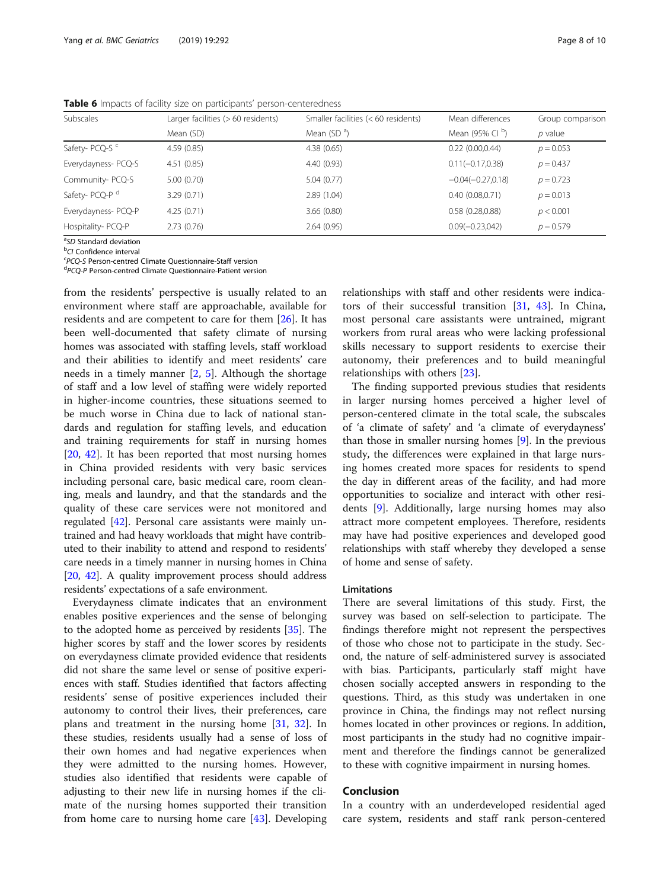**Table 6** Impacts of facility size on participants' person-centeredness

| Subscales | Larger facilities (> 60 residents) | Smaller facilities (< 60 residents) | Mean differences | Group comparison |
|---|---|---|---|---|
| | Mean (SD) | Mean (SD [a]) | Mean (95% CI [b]) | *p* value |
| Safety- PCQ-S [c] | 4.59 (0.85) | 4.38 (0.65) | 0.22 (0.00,0.44) | $p = 0.053$ |
| Everydayness- PCQ-S | 4.51 (0.85) | 4.40 (0.93) | 0.11(−0.17,0.38) | $p = 0.437$ |
| Community- PCQ-S | 5.00 (0.70) | 5.04 (0.77) | −0.04(−0.27,0.18) | $p = 0.723$ |
| Safety- PCQ-P [d] | 3.29 (0.71) | 2.89 (1.04) | 0.40 (0.08,0.71) | $p = 0.013$ |
| Everydayness- PCQ-P | 4.25 (0.71) | 3.66 (0.80) | 0.58 (0.28,0.88) | $p < 0.001$ |
| Hospitality- PCQ-P | 2.73 (0.76) | 2.64 (0.95) | 0.09(−0.23,042) | $p = 0.579$ |

[a]*SD* Standard deviation
[b]*CI* Confidence interval
[c]*PCQ-S* Person-centred Climate Questionnaire-Staff version
[d]*PCQ-P* Person-centred Climate Questionnaire-Patient version

from the residents' perspective is usually related to an environment where staff are approachable, available for residents and are competent to care for them [26]. It has been well-documented that safety climate of nursing homes was associated with staffing levels, staff workload and their abilities to identify and meet residents' care needs in a timely manner [2, 5]. Although the shortage of staff and a low level of staffing were widely reported in higher-income countries, these situations seemed to be much worse in China due to lack of national standards and regulation for staffing levels, and education and training requirements for staff in nursing homes [20, 42]. It has been reported that most nursing homes in China provided residents with very basic services including personal care, basic medical care, room cleaning, meals and laundry, and that the standards and the quality of these care services were not monitored and regulated [42]. Personal care assistants were mainly untrained and had heavy workloads that might have contributed to their inability to attend and respond to residents' care needs in a timely manner in nursing homes in China [20, 42]. A quality improvement process should address residents' expectations of a safe environment.

Everydayness climate indicates that an environment enables positive experiences and the sense of belonging to the adopted home as perceived by residents [35]. The higher scores by staff and the lower scores by residents on everydayness climate provided evidence that residents did not share the same level or sense of positive experiences with staff. Studies identified that factors affecting residents' sense of positive experiences included their autonomy to control their lives, their preferences, care plans and treatment in the nursing home [31, 32]. In these studies, residents usually had a sense of loss of their own homes and had negative experiences when they were admitted to the nursing homes. However, studies also identified that residents were capable of adjusting to their new life in nursing homes if the climate of the nursing homes supported their transition from home care to nursing home care [43]. Developing relationships with staff and other residents were indicators of their successful transition [31, 43]. In China, most personal care assistants were untrained, migrant workers from rural areas who were lacking professional skills necessary to support residents to exercise their autonomy, their preferences and to build meaningful relationships with others [23].

The finding supported previous studies that residents in larger nursing homes perceived a higher level of person-centered climate in the total scale, the subscales of 'a climate of safety' and 'a climate of everydayness' than those in smaller nursing homes [9]. In the previous study, the differences were explained in that large nursing homes created more spaces for residents to spend the day in different areas of the facility, and had more opportunities to socialize and interact with other residents [9]. Additionally, large nursing homes may also attract more competent employees. Therefore, residents may have had positive experiences and developed good relationships with staff whereby they developed a sense of home and sense of safety.

### Limitations

There are several limitations of this study. First, the survey was based on self-selection to participate. The findings therefore might not represent the perspectives of those who chose not to participate in the study. Second, the nature of self-administered survey is associated with bias. Participants, particularly staff might have chosen socially accepted answers in responding to the questions. Third, as this study was undertaken in one province in China, the findings may not reflect nursing homes located in other provinces or regions. In addition, most participants in the study had no cognitive impairment and therefore the findings cannot be generalized to these with cognitive impairment in nursing homes.

## Conclusion

In a country with an underdeveloped residential aged care system, residents and staff rank person-centered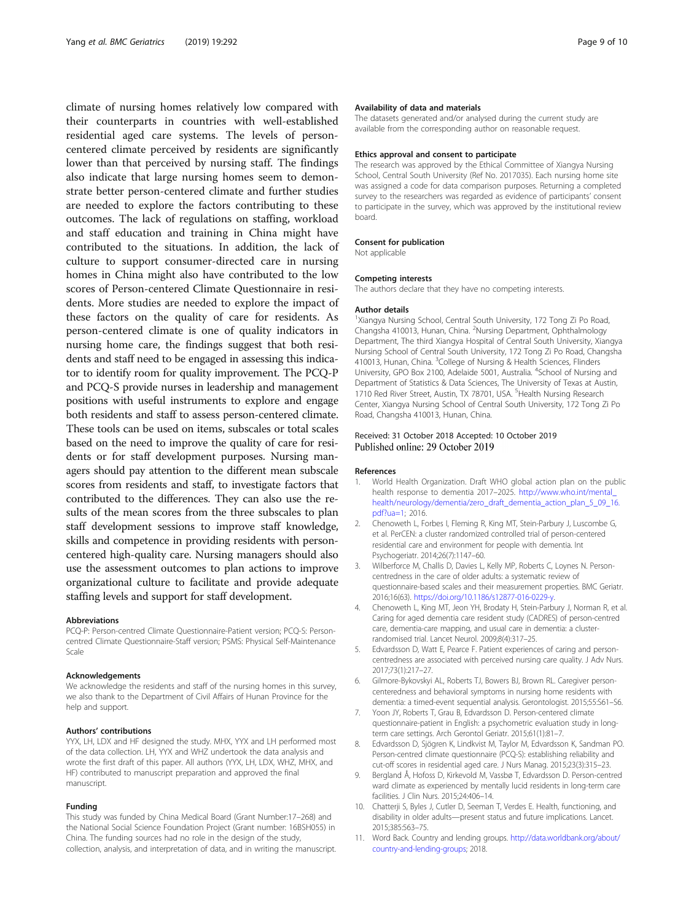climate of nursing homes relatively low compared with their counterparts in countries with well-established residential aged care systems. The levels of person-centered climate perceived by residents are significantly lower than that perceived by nursing staff. The findings also indicate that large nursing homes seem to demonstrate better person-centered climate and further studies are needed to explore the factors contributing to these outcomes. The lack of regulations on staffing, workload and staff education and training in China might have contributed to the situations. In addition, the lack of culture to support consumer-directed care in nursing homes in China might also have contributed to the low scores of Person-centered Climate Questionnaire in residents. More studies are needed to explore the impact of these factors on the quality of care for residents. As person-centered climate is one of quality indicators in nursing home care, the findings suggest that both residents and staff need to be engaged in assessing this indicator to identify room for quality improvement. The PCQ-P and PCQ-S provide nurses in leadership and management positions with useful instruments to explore and engage both residents and staff to assess person-centered climate. These tools can be used on items, subscales or total scales based on the need to improve the quality of care for residents or for staff development purposes. Nursing managers should pay attention to the different mean subscale scores from residents and staff, to investigate factors that contributed to the differences. They can also use the results of the mean scores from the three subscales to plan staff development sessions to improve staff knowledge, skills and competence in providing residents with person-centered high-quality care. Nursing managers should also use the assessment outcomes to plan actions to improve organizational culture to facilitate and provide adequate staffing levels and support for staff development.

#### Abbreviations

PCQ-P: Person-centred Climate Questionnaire-Patient version; PCQ-S: Person-centred Climate Questionnaire-Staff version; PSMS: Physical Self-Maintenance Scale

#### Acknowledgements

We acknowledge the residents and staff of the nursing homes in this survey, we also thank to the Department of Civil Affairs of Hunan Province for the help and support.

#### Authors' contributions

YYX, LH, LDX and HF designed the study. MHX, YYX and LH performed most of the data collection. LH, YYX and WHZ undertook the data analysis and wrote the first draft of this paper. All authors (YYX, LH, LDX, WHZ, MHX, and HF) contributed to manuscript preparation and approved the final manuscript.

#### Funding

This study was funded by China Medical Board (Grant Number:17–268) and the National Social Science Foundation Project (Grant number: 16BSH055) in China. The funding sources had no role in the design of the study, collection, analysis, and interpretation of data, and in writing the manuscript.

#### Availability of data and materials

The datasets generated and/or analysed during the current study are available from the corresponding author on reasonable request.

#### Ethics approval and consent to participate

The research was approved by the Ethical Committee of Xiangya Nursing School, Central South University (Ref No. 2017035). Each nursing home site was assigned a code for data comparison purposes. Returning a completed survey to the researchers was regarded as evidence of participants' consent to participate in the survey, which was approved by the institutional review board.

#### Consent for publication

Not applicable

#### Competing interests

The authors declare that they have no competing interests.

#### Author details

[1]Xiangya Nursing School, Central South University, 172 Tong Zi Po Road, Changsha 410013, Hunan, China. [2]Nursing Department, Ophthalmology Department, The third Xiangya Hospital of Central South University, Xiangya Nursing School of Central South University, 172 Tong Zi Po Road, Changsha 410013, Hunan, China. [3]College of Nursing & Health Sciences, Flinders University, GPO Box 2100, Adelaide 5001, Australia. [4]School of Nursing and Department of Statistics & Data Sciences, The University of Texas at Austin, 1710 Red River Street, Austin, TX 78701, USA. [5]Health Nursing Research Center, Xiangya Nursing School of Central South University, 172 Tong Zi Po Road, Changsha 410013, Hunan, China.

Received: 31 October 2018 Accepted: 10 October 2019
Published online: 29 October 2019

#### References

1. World Health Organization. Draft WHO global action plan on the public health response to dementia 2017–2025. http://www.who.int/mental_health/neurology/dementia/zero_draft_dementia_action_plan_5_09_16.pdf?ua=1; 2016.
2. Chenoweth L, Forbes I, Fleming R, King MT, Stein-Parbury J, Luscombe G, et al. PerCEN: a cluster randomized controlled trial of person-centered residential care and environment for people with dementia. Int Psychogeriatr. 2014;26(7):1147–60.
3. Wilberforce M, Challis D, Davies L, Kelly MP, Roberts C, Loynes N. Person-centredness in the care of older adults: a systematic review of questionnaire-based scales and their measurement properties. BMC Geriatr. 2016;16(63). https://doi.org/10.1186/s12877-016-0229-y.
4. Chenoweth L, King MT, Jeon YH, Brodaty H, Stein-Parbury J, Norman R, et al. Caring for aged dementia care resident study (CADRES) of person-centred care, dementia-care mapping, and usual care in dementia: a cluster-randomised trial. Lancet Neurol. 2009;8(4):317–25.
5. Edvardsson D, Watt E, Pearce F. Patient experiences of caring and person-centredness are associated with perceived nursing care quality. J Adv Nurs. 2017;73(1):217–27.
6. Gilmore-Bykovskyi AL, Roberts TJ, Bowers BJ, Brown RL. Caregiver person-centeredness and behavioral symptoms in nursing home residents with dementia: a timed-event sequential analysis. Gerontologist. 2015;55:S61–S6.
7. Yoon JY, Roberts T, Grau B, Edvardsson D. Person-centered climate questionnaire-patient in English: a psychometric evaluation study in long-term care settings. Arch Gerontol Geriatr. 2015;61(1):81–7.
8. Edvardsson D, Sjögren K, Lindkvist M, Taylor M, Edvardsson K, Sandman PO. Person-centred climate questionnaire (PCQ-S): establishing reliability and cut-off scores in residential aged care. J Nurs Manag. 2015;23(3):315–23.
9. Bergland Å, Hofoss D, Kirkevold M, Vassbø T, Edvardsson D. Person-centred ward climate as experienced by mentally lucid residents in long-term care facilities. J Clin Nurs. 2015;24:406–14.
10. Chatterji S, Byles J, Cutler D, Seeman T, Verdes E. Health, functioning, and disability in older adults—present status and future implications. Lancet. 2015;385:563–75.
11. Word Back. Country and lending groups. http://data.worldbank.org/about/country-and-lending-groups; 2018.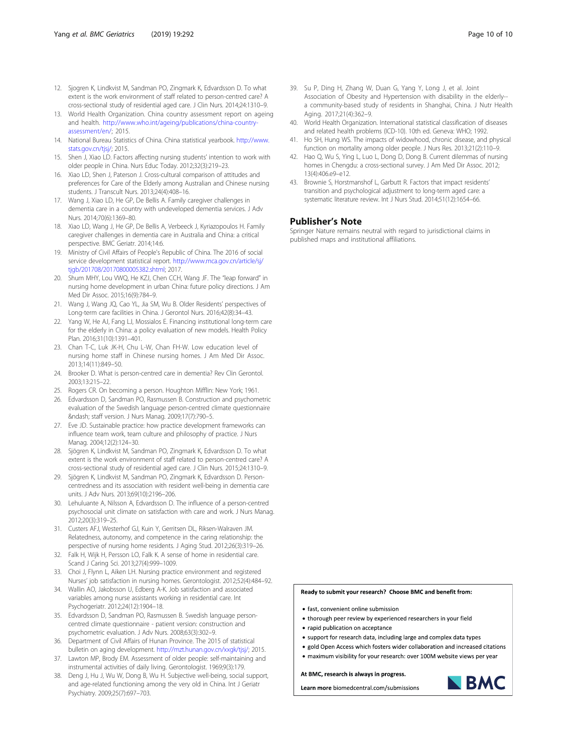12. Sjogren K, Lindkvist M, Sandman PO, Zingmark K, Edvardsson D. To what extent is the work environment of staff related to person-centred care? A cross-sectional study of residential aged care. J Clin Nurs. 2014;24:1310–9.
13. World Health Organization. China country assessment report on ageing and health. http://www.who.int/ageing/publications/china-country-assessment/en/; 2015.
14. National Bureau Statistics of China. China statistical yearbook. http://www.stats.gov.cn/tjsj/; 2015.
15. Shen J, Xiao LD. Factors affecting nursing students' intention to work with older people in China. Nurs Educ Today. 2012;32(3):219–23.
16. Xiao LD, Shen J, Paterson J. Cross-cultural comparison of attitudes and preferences for Care of the Elderly among Australian and Chinese nursing students. J Transcult Nurs. 2013;24(4):408–16.
17. Wang J, Xiao LD, He GP, De Bellis A. Family caregiver challenges in dementia care in a country with undeveloped dementia services. J Adv Nurs. 2014;70(6):1369–80.
18. Xiao LD, Wang J, He GP, De Bellis A, Verbeeck J, Kyriazopoulos H. Family caregiver challenges in dementia care in Australia and China: a critical perspective. BMC Geriatr. 2014;14:6.
19. Ministry of Civil Affairs of People's Republic of China. The 2016 of social service development statistical report. http://www.mca.gov.cn/article/sj/tjgb/201708/20170800005382.shtml; 2017.
20. Shum MHY, Lou VWQ, He KZJ, Chen CCH, Wang JF. The "leap forward" in nursing home development in urban China: future policy directions. J Am Med Dir Assoc. 2015;16(9):784–9.
21. Wang J, Wang JQ, Cao YL, Jia SM, Wu B. Older Residents' perspectives of Long-term care facilities in China. J Gerontol Nurs. 2016;42(8):34–43.
22. Yang W, He AJ, Fang LJ, Mossialos E. Financing institutional long-term care for the elderly in China: a policy evaluation of new models. Health Policy Plan. 2016;31(10):1391–401.
23. Chan T-C, Luk JK-H, Chu L-W, Chan FH-W. Low education level of nursing home staff in Chinese nursing homes. J Am Med Dir Assoc. 2013;14(11):849–50.
24. Brooker D. What is person-centred care in dementia? Rev Clin Gerontol. 2003;13:215–22.
25. Rogers CR. On becoming a person. Houghton Mifflin: New York; 1961.
26. Edvardsson D, Sandman PO, Rasmussen B. Construction and psychometric evaluation of the Swedish language person-centred climate questionnaire &ndash; staff version. J Nurs Manag. 2009;17(7):790–5.
27. Eve JD. Sustainable practice: how practice development frameworks can influence team work, team culture and philosophy of practice. J Nurs Manag. 2004;12(2):124–30.
28. Sjögren K, Lindkvist M, Sandman PO, Zingmark K, Edvardsson D. To what extent is the work environment of staff related to person-centred care? A cross-sectional study of residential aged care. J Clin Nurs. 2015;24:1310–9.
29. Sjögren K, Lindkvist M, Sandman PO, Zingmark K, Edvardsson D. Person-centredness and its association with resident well-being in dementia care units. J Adv Nurs. 2013;69(10):2196–206.
30. Lehuluante A, Nilsson A, Edvardsson D. The influence of a person-centred psychosocial unit climate on satisfaction with care and work. J Nurs Manag. 2012;20(3):319–25.
31. Custers AFJ, Westerhof GJ, Kuin Y, Gerritsen DL, Riksen-Walraven JM. Relatedness, autonomy, and competence in the caring relationship: the perspective of nursing home residents. J Aging Stud. 2012;26(3):319–26.
32. Falk H, Wijk H, Persson LO, Falk K. A sense of home in residential care. Scand J Caring Sci. 2013;27(4):999–1009.
33. Choi J, Flynn L, Aiken LH. Nursing practice environment and registered Nurses' job satisfaction in nursing homes. Gerontologist. 2012;52(4):484–92.
34. Wallin AO, Jakobsson U, Edberg A-K. Job satisfaction and associated variables among nurse assistants working in residential care. Int Psychogeriatr. 2012;24(12):1904–18.
35. Edvardsson D, Sandman PO, Rasmussen B. Swedish language person-centred climate questionnaire - patient version: construction and psychometric evaluation. J Adv Nurs. 2008;63(3):302–9.
36. Department of Civil Affairs of Hunan Province. The 2015 of statistical bulletin on aging development. http://mzt.hunan.gov.cn/xxgk/tjsj/; 2015.
37. Lawton MP, Brody EM. Assessment of older people: self-maintaining and instrumental activities of daily living. Gerontologist. 1969;9(3):179.
38. Deng J, Hu J, Wu W, Dong B, Wu H. Subjective well-being, social support, and age-related functioning among the very old in China. Int J Geriatr Psychiatry. 2009;25(7):697–703.
39. Su P, Ding H, Zhang W, Duan G, Yang Y, Long J, et al. Joint Association of Obesity and Hypertension with disability in the elderly-- a community-based study of residents in Shanghai, China. J Nutr Health Aging. 2017;21(4):362–9.
40. World Health Organization. International statistical classification of diseases and related health problems (ICD-10). 10th ed. Geneva: WHO; 1992.
41. Ho SH, Hung WS. The impacts of widowhood, chronic disease, and physical function on mortality among older people. J Nurs Res. 2013;21(2):110–9.
42. Hao Q, Wu S, Ying L, Luo L, Dong D, Dong B. Current dilemmas of nursing homes in Chengdu: a cross-sectional survey. J Am Med Dir Assoc. 2012;13(4):406.e9–e12.
43. Brownie S, Horstmanshof L, Garbutt R. Factors that impact residents' transition and psychological adjustment to long-term aged care: a systematic literature review. Int J Nurs Stud. 2014;51(12):1654–66.

## Publisher's Note

Springer Nature remains neutral with regard to jurisdictional claims in published maps and institutional affiliations.

**Ready to submit your research? Choose BMC and benefit from:**

- fast, convenient online submission
- thorough peer review by experienced researchers in your field
- rapid publication on acceptance
- support for research data, including large and complex data types
- gold Open Access which fosters wider collaboration and increased citations
- maximum visibility for your research: over 100M website views per year

**At BMC, research is always in progress.**

**Learn more** biomedcentral.com/submissions

BMC